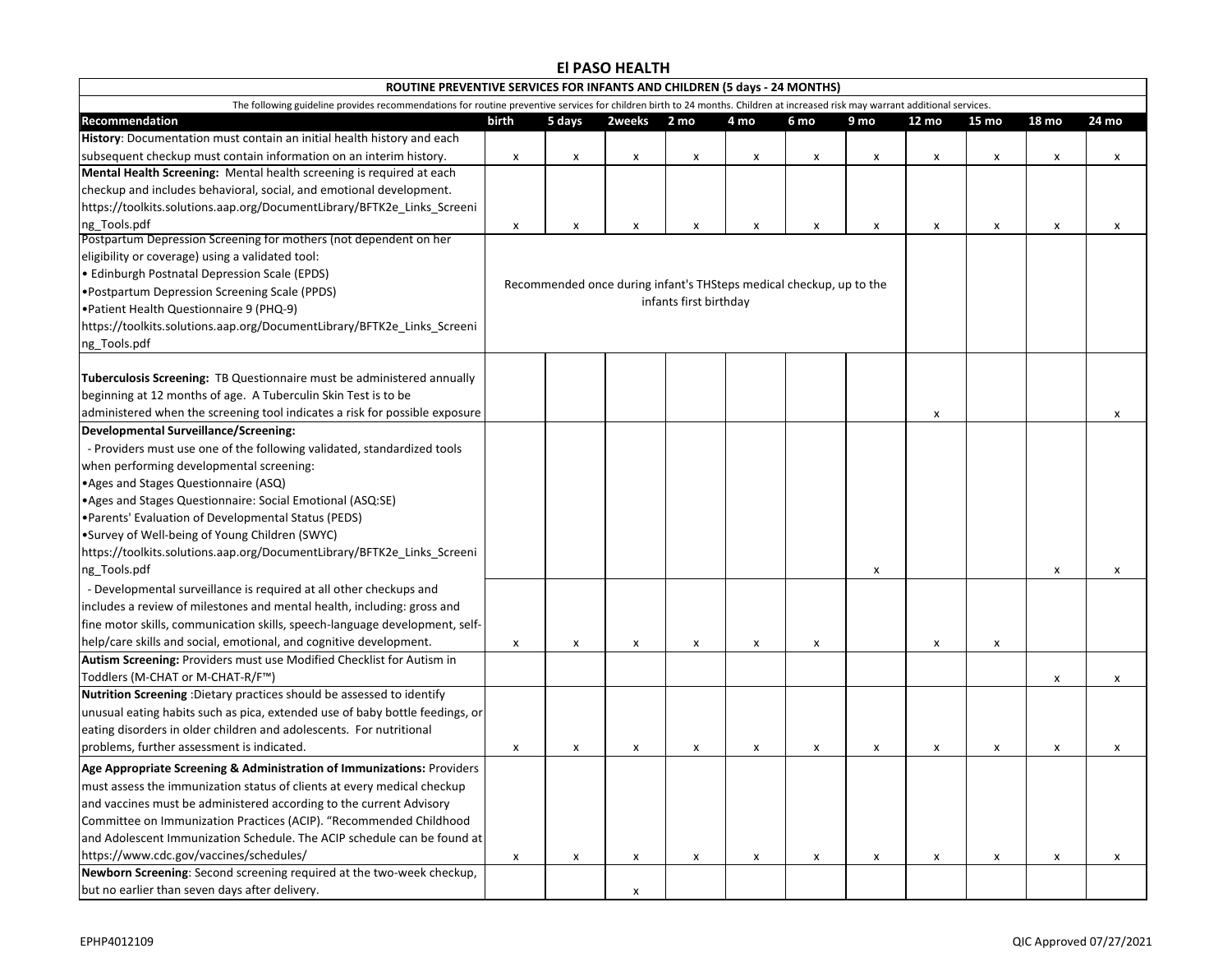# El PASO HEALTH

## ROUTINE PREVENTIVE SERVICES FOR INFANTS AND CHILDREN (5 days - 24 MONTHS)

The following guideline provides recommendations for routine preventive services for children birth to 24 months. Children at increased risk may warrant additional services.

| Recommendation | birth | 5 days | 2weeks | 2 mo | 4 mo | 6 mo | 9 mo | 12 mo | 15 mo | 18 mo | 24 mo |
|---|---|---|---|---|---|---|---|---|---|---|---|
| **History**: Documentation must contain an initial health history and each subsequent checkup must contain information on an interim history. | x | x | x | x | x | x | x | x | x | x | x |
| **Mental Health Screening:** Mental health screening is required at each checkup and includes behavioral, social, and emotional development. https://toolkits.solutions.aap.org/DocumentLibrary/BFTK2e_Links_Screening_Tools.pdf | x | x | x | x | x | x | x | x | x | x | x |
| Postpartum Depression Screening for mothers (not dependent on her eligibility or coverage) using a validated tool: • Edinburgh Postnatal Depression Scale (EPDS) •Postpartum Depression Screening Scale (PPDS) •Patient Health Questionnaire 9 (PHQ-9) https://toolkits.solutions.aap.org/DocumentLibrary/BFTK2e_Links_Screening_Tools.pdf | Recommended once during infant's THSteps medical checkup, up to the infants first birthday | | | | | | | | | | |
| **Tuberculosis Screening:** TB Questionnaire must be administered annually beginning at 12 months of age. A Tuberculin Skin Test is to be administered when the screening tool indicates a risk for possible exposure | | | | | | | | x | | | x |
| **Developmental Surveillance/Screening:** - Providers must use one of the following validated, standardized tools when performing developmental screening: •Ages and Stages Questionnaire (ASQ) •Ages and Stages Questionnaire: Social Emotional (ASQ:SE) •Parents' Evaluation of Developmental Status (PEDS) •Survey of Well-being of Young Children (SWYC) https://toolkits.solutions.aap.org/DocumentLibrary/BFTK2e_Links_Screening_Tools.pdf | | | | | | | x | | | x | x |
| - Developmental surveillance is required at all other checkups and includes a review of milestones and mental health, including: gross and fine motor skills, communication skills, speech-language development, self-help/care skills and social, emotional, and cognitive development. | x | x | x | x | x | x | | x | x | | |
| **Autism Screening:** Providers must use Modified Checklist for Autism in Toddlers (M-CHAT or M-CHAT-R/F™) | | | | | | | | | | x | x |
| **Nutrition Screening** :Dietary practices should be assessed to identify unusual eating habits such as pica, extended use of baby bottle feedings, or eating disorders in older children and adolescents. For nutritional problems, further assessment is indicated. | x | x | x | x | x | x | x | x | x | x | x |
| **Age Appropriate Screening & Administration of Immunizations:** Providers must assess the immunization status of clients at every medical checkup and vaccines must be administered according to the current Advisory Committee on Immunization Practices (ACIP). "Recommended Childhood and Adolescent Immunization Schedule. The ACIP schedule can be found at https://www.cdc.gov/vaccines/schedules/ | x | x | x | x | x | x | x | x | x | x | x |
| **Newborn Screening**: Second screening required at the two-week checkup, but no earlier than seven days after delivery. | | | x | | | | | | | | |

EPHP4012109

QIC Approved 07/27/2021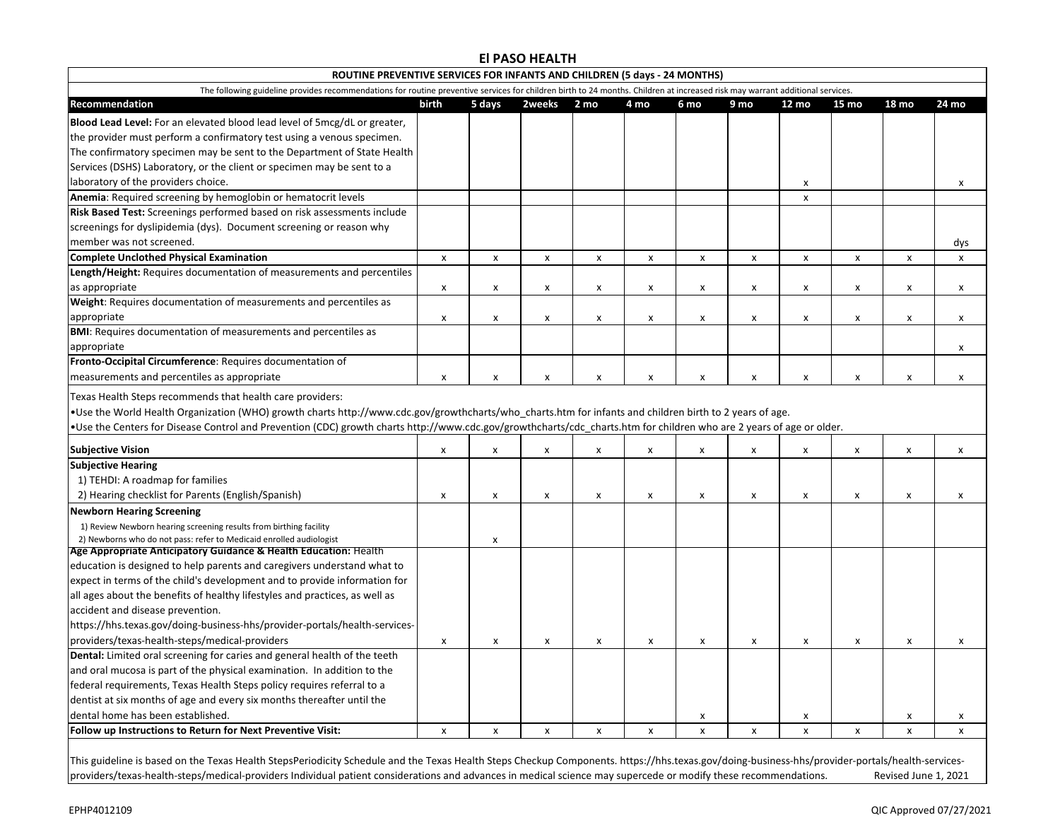# El PASO HEALTH

**ROUTINE PREVENTIVE SERVICES FOR INFANTS AND CHILDREN (5 days - 24 MONTHS)**

The following guideline provides recommendations for routine preventive services for children birth to 24 months. Children at increased risk may warrant additional services.

| Recommendation | birth | 5 days | 2weeks | 2 mo | 4 mo | 6 mo | 9 mo | 12 mo | 15 mo | 18 mo | 24 mo |
|---|---|---|---|---|---|---|---|---|---|---|---|
| **Blood Lead Level:** For an elevated blood lead level of 5mcg/dL or greater, the provider must perform a confirmatory test using a venous specimen. The confirmatory specimen may be sent to the Department of State Health Services (DSHS) Laboratory, or the client or specimen may be sent to a laboratory of the providers choice. | | | | | | | | x | | | x |
| **Anemia**: Required screening by hemoglobin or hematocrit levels | | | | | | | | x | | | |
| **Risk Based Test:** Screenings performed based on risk assessments include screenings for dyslipidemia (dys). Document screening or reason why member was not screened. | | | | | | | | | | | dys |
| **Complete Unclothed Physical Examination** | x | x | x | x | x | x | x | x | x | x | x |
| **Length/Height:** Requires documentation of measurements and percentiles as appropriate | x | x | x | x | x | x | x | x | x | x | x |
| **Weight**: Requires documentation of measurements and percentiles as appropriate | x | x | x | x | x | x | x | x | x | x | x |
| **BMI**: Requires documentation of measurements and percentiles as appropriate | | | | | | | | | | | x |
| **Fronto-Occipital Circumference**: Requires documentation of measurements and percentiles as appropriate | x | x | x | x | x | x | x | x | x | x | x |
| Texas Health Steps recommends that health care providers:<br>•Use the World Health Organization (WHO) growth charts http://www.cdc.gov/growthcharts/who_charts.htm for infants and children birth to 2 years of age.<br>•Use the Centers for Disease Control and Prevention (CDC) growth charts http://www.cdc.gov/growthcharts/cdc_charts.htm for children who are 2 years of age or older. | | | | | | | | | | | |
| **Subjective Vision** | x | x | x | x | x | x | x | x | x | x | x |
| **Subjective Hearing**<br>1) TEHDI: A roadmap for families<br>2) Hearing checklist for Parents (English/Spanish) | x | x | x | x | x | x | x | x | x | x | x |
| **Newborn Hearing Screening**<br>1) Review Newborn hearing screening results from birthing facility<br>2) Newborns who do not pass: refer to Medicaid enrolled audiologist | | x | | | | | | | | | |
| **Age Appropriate Anticipatory Guidance & Health Education:** Health education is designed to help parents and caregivers understand what to expect in terms of the child's development and to provide information for all ages about the benefits of healthy lifestyles and practices, as well as accident and disease prevention. https://hhs.texas.gov/doing-business-hhs/provider-portals/health-services-providers/texas-health-steps/medical-providers | x | x | x | x | x | x | x | x | x | x | x |
| **Dental:** Limited oral screening for caries and general health of the teeth and oral mucosa is part of the physical examination. In addition to the federal requirements, Texas Health Steps policy requires referral to a dentist at six months of age and every six months thereafter until the dental home has been established. | | | | | | x | | x | | x | x |
| **Follow up Instructions to Return for Next Preventive Visit:** | x | x | x | x | x | x | x | x | x | x | x |

This guideline is based on the Texas Health StepsPeriodicity Schedule and the Texas Health Steps Checkup Components. https://hhs.texas.gov/doing-business-hhs/provider-portals/health-services-providers/texas-health-steps/medical-providers Individual patient considerations and advances in medical science may supercede or modify these recommendations. Revised June 1, 2021

EPHP4012109 QIC Approved 07/27/2021